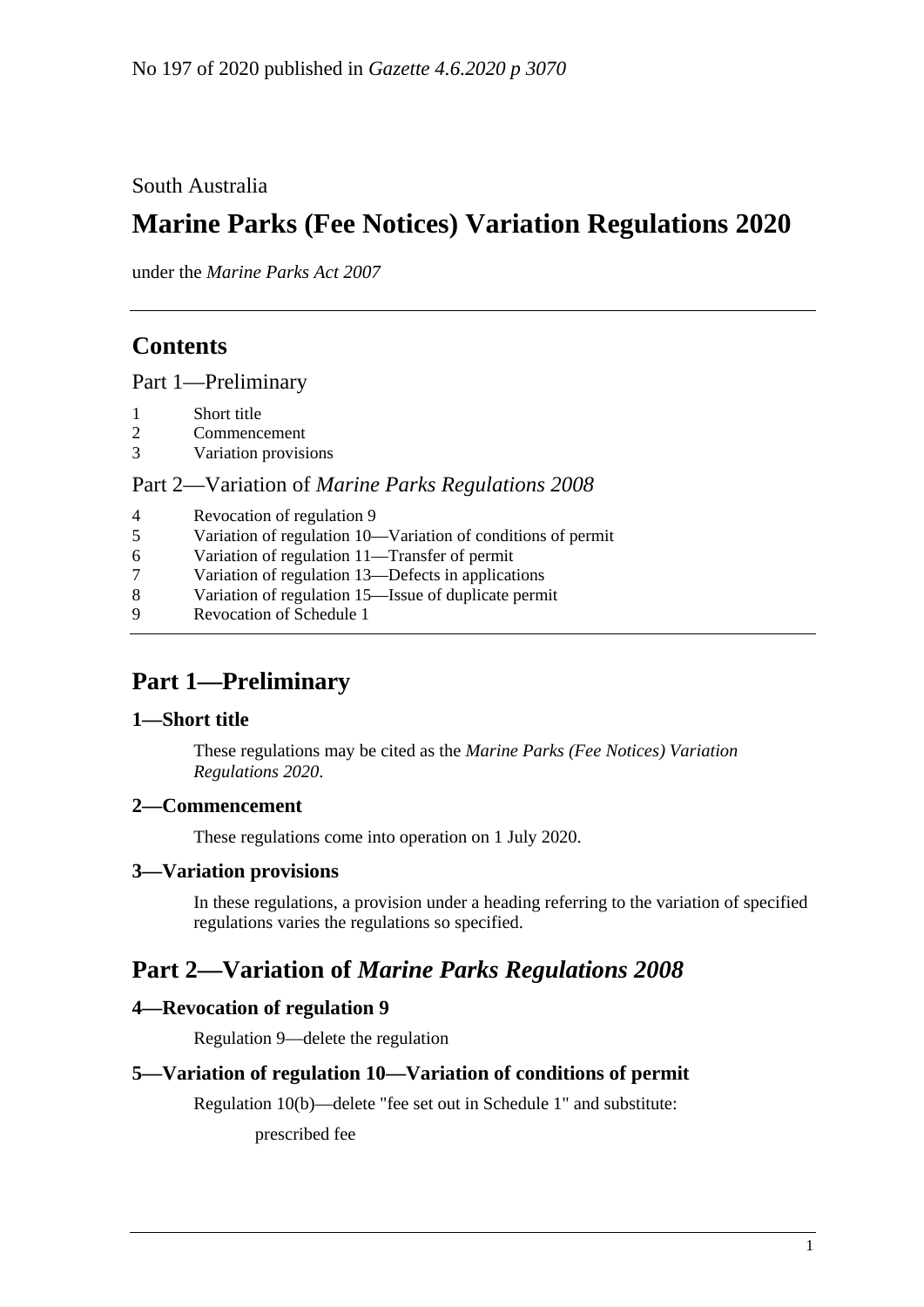No 197 of 2020 published in *Gazette 4.6.2020 p 3070*

South Australia

# Marine Parks (Fee Notices) Variation Regulations 2020

under the *Marine Parks Act 2007*

## Contents

Part 1—Preliminary

1 Short title
2 Commencement
3 Variation provisions

Part 2—Variation of *Marine Parks Regulations 2008*

4 Revocation of regulation 9
5 Variation of regulation 10—Variation of conditions of permit
6 Variation of regulation 11—Transfer of permit
7 Variation of regulation 13—Defects in applications
8 Variation of regulation 15—Issue of duplicate permit
9 Revocation of Schedule 1

## Part 1—Preliminary

### 1—Short title

These regulations may be cited as the *Marine Parks (Fee Notices) Variation Regulations 2020*.

### 2—Commencement

These regulations come into operation on 1 July 2020.

### 3—Variation provisions

In these regulations, a provision under a heading referring to the variation of specified regulations varies the regulations so specified.

## Part 2—Variation of *Marine Parks Regulations 2008*

### 4—Revocation of regulation 9

Regulation 9—delete the regulation

### 5—Variation of regulation 10—Variation of conditions of permit

Regulation 10(b)—delete "fee set out in Schedule 1" and substitute:

prescribed fee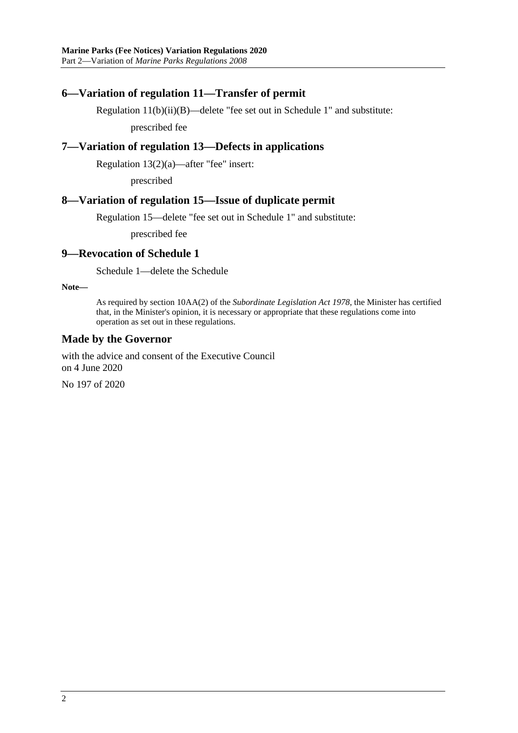## 6—Variation of regulation 11—Transfer of permit

Regulation 11(b)(ii)(B)—delete "fee set out in Schedule 1" and substitute:

prescribed fee

## 7—Variation of regulation 13—Defects in applications

Regulation 13(2)(a)—after "fee" insert:

prescribed

## 8—Variation of regulation 15—Issue of duplicate permit

Regulation 15—delete "fee set out in Schedule 1" and substitute:

prescribed fee

## 9—Revocation of Schedule 1

Schedule 1—delete the Schedule

**Note—**

As required by section 10AA(2) of the *Subordinate Legislation Act 1978*, the Minister has certified that, in the Minister's opinion, it is necessary or appropriate that these regulations come into operation as set out in these regulations.

## Made by the Governor

with the advice and consent of the Executive Council
on 4 June 2020

No 197 of 2020